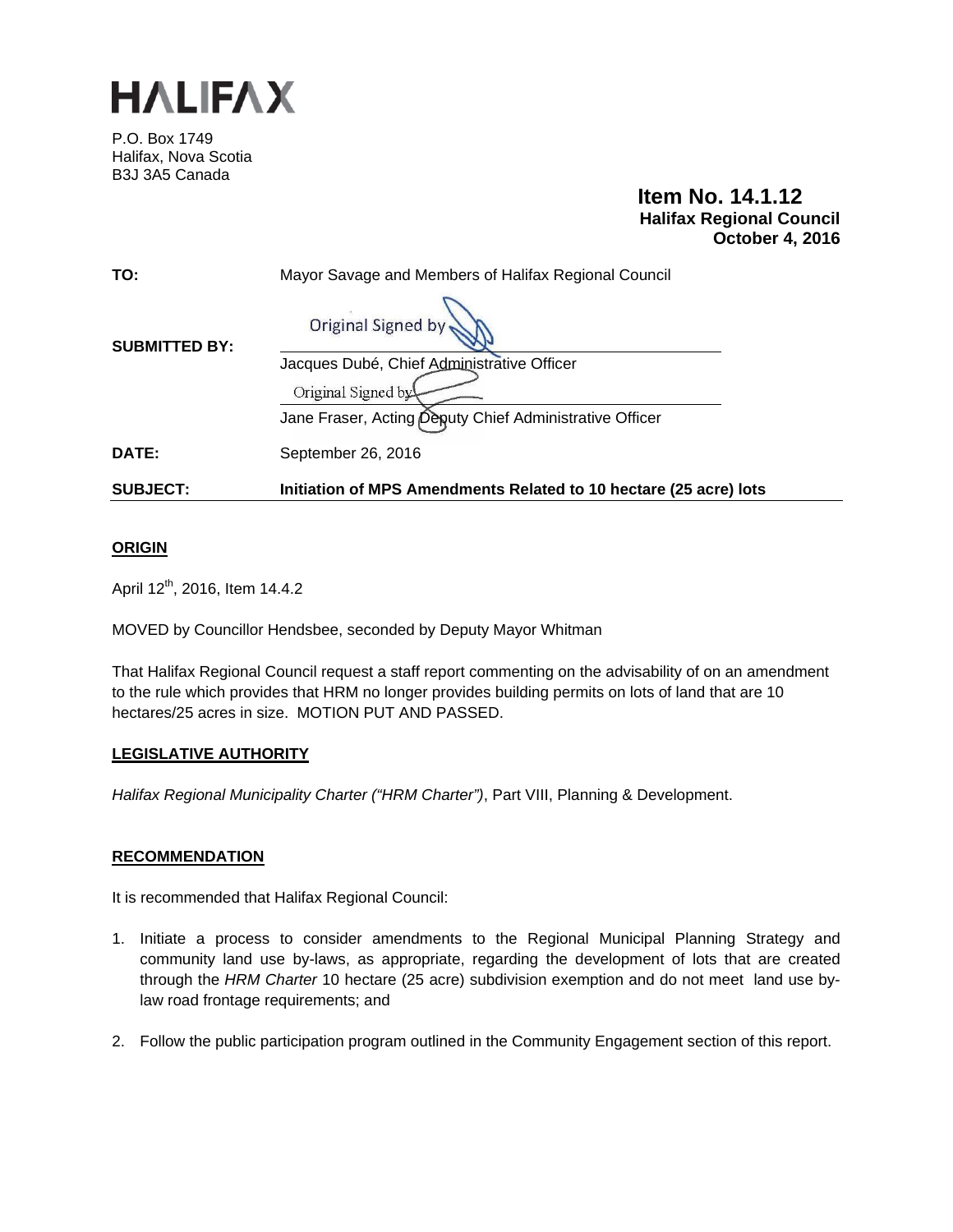# HALIFAX

P.O. Box 1749
Halifax, Nova Scotia
B3J 3A5 Canada

**Item No. 14.1.12**
**Halifax Regional Council**
**October 4, 2016**

| | |
|---|---|
| **TO:** | Mayor Savage and Members of Halifax Regional Council |
| **SUBMITTED BY:** | Original Signed by<br>Jacques Dubé, Chief Administrative Officer<br>Original Signed by<br>Jane Fraser, Acting Deputy Chief Administrative Officer |
| **DATE:** | September 26, 2016 |
| **SUBJECT:** | **Initiation of MPS Amendments Related to 10 hectare (25 acre) lots** |

## ORIGIN

April 12th, 2016, Item 14.4.2

MOVED by Councillor Hendsbee, seconded by Deputy Mayor Whitman

That Halifax Regional Council request a staff report commenting on the advisability of on an amendment to the rule which provides that HRM no longer provides building permits on lots of land that are 10 hectares/25 acres in size. MOTION PUT AND PASSED.

## LEGISLATIVE AUTHORITY

*Halifax Regional Municipality Charter ("HRM Charter")*, Part VIII, Planning & Development.

## RECOMMENDATION

It is recommended that Halifax Regional Council:

1. Initiate a process to consider amendments to the Regional Municipal Planning Strategy and community land use by-laws, as appropriate, regarding the development of lots that are created through the *HRM Charter* 10 hectare (25 acre) subdivision exemption and do not meet land use by-law road frontage requirements; and

2. Follow the public participation program outlined in the Community Engagement section of this report.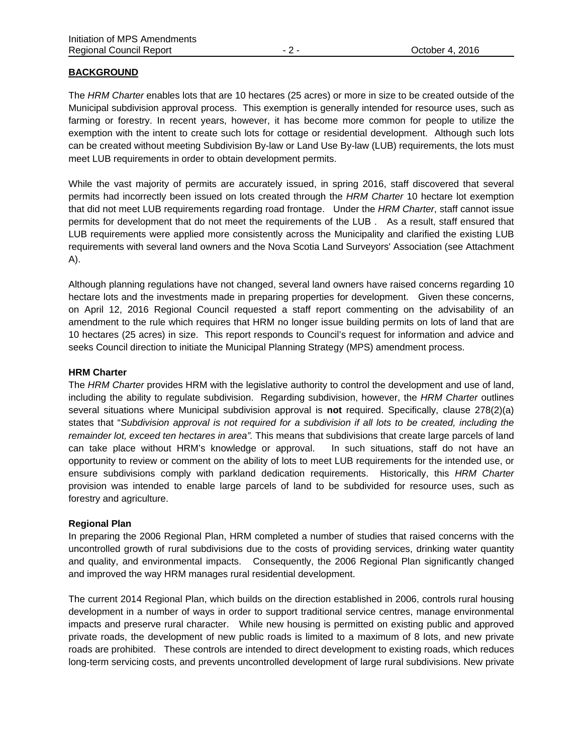## BACKGROUND

The *HRM Charter* enables lots that are 10 hectares (25 acres) or more in size to be created outside of the Municipal subdivision approval process. This exemption is generally intended for resource uses, such as farming or forestry. In recent years, however, it has become more common for people to utilize the exemption with the intent to create such lots for cottage or residential development. Although such lots can be created without meeting Subdivision By-law or Land Use By-law (LUB) requirements, the lots must meet LUB requirements in order to obtain development permits.

While the vast majority of permits are accurately issued, in spring 2016, staff discovered that several permits had incorrectly been issued on lots created through the *HRM Charter* 10 hectare lot exemption that did not meet LUB requirements regarding road frontage. Under the *HRM Charter*, staff cannot issue permits for development that do not meet the requirements of the LUB . As a result, staff ensured that LUB requirements were applied more consistently across the Municipality and clarified the existing LUB requirements with several land owners and the Nova Scotia Land Surveyors' Association (see Attachment A).

Although planning regulations have not changed, several land owners have raised concerns regarding 10 hectare lots and the investments made in preparing properties for development. Given these concerns, on April 12, 2016 Regional Council requested a staff report commenting on the advisability of an amendment to the rule which requires that HRM no longer issue building permits on lots of land that are 10 hectares (25 acres) in size. This report responds to Council's request for information and advice and seeks Council direction to initiate the Municipal Planning Strategy (MPS) amendment process.

### HRM Charter

The *HRM Charter* provides HRM with the legislative authority to control the development and use of land, including the ability to regulate subdivision. Regarding subdivision, however, the *HRM Charter* outlines several situations where Municipal subdivision approval is **not** required. Specifically, clause 278(2)(a) states that "*Subdivision approval is not required for a subdivision if all lots to be created, including the remainder lot, exceed ten hectares in area".* This means that subdivisions that create large parcels of land can take place without HRM's knowledge or approval. In such situations, staff do not have an opportunity to review or comment on the ability of lots to meet LUB requirements for the intended use, or ensure subdivisions comply with parkland dedication requirements. Historically, this *HRM Charter* provision was intended to enable large parcels of land to be subdivided for resource uses, such as forestry and agriculture.

### Regional Plan

In preparing the 2006 Regional Plan, HRM completed a number of studies that raised concerns with the uncontrolled growth of rural subdivisions due to the costs of providing services, drinking water quantity and quality, and environmental impacts. Consequently, the 2006 Regional Plan significantly changed and improved the way HRM manages rural residential development.

The current 2014 Regional Plan, which builds on the direction established in 2006, controls rural housing development in a number of ways in order to support traditional service centres, manage environmental impacts and preserve rural character. While new housing is permitted on existing public and approved private roads, the development of new public roads is limited to a maximum of 8 lots, and new private roads are prohibited. These controls are intended to direct development to existing roads, which reduces long-term servicing costs, and prevents uncontrolled development of large rural subdivisions. New private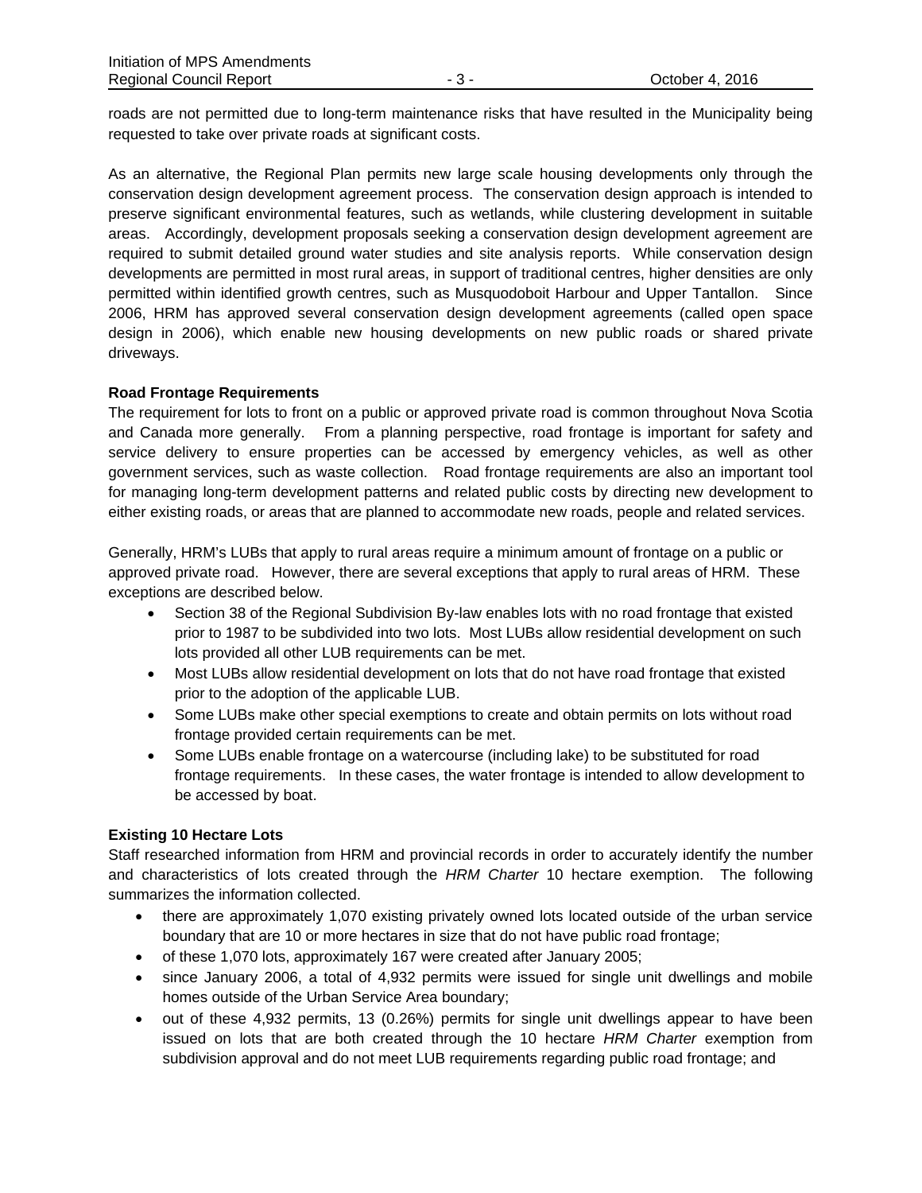roads are not permitted due to long-term maintenance risks that have resulted in the Municipality being requested to take over private roads at significant costs.

As an alternative, the Regional Plan permits new large scale housing developments only through the conservation design development agreement process. The conservation design approach is intended to preserve significant environmental features, such as wetlands, while clustering development in suitable areas. Accordingly, development proposals seeking a conservation design development agreement are required to submit detailed ground water studies and site analysis reports. While conservation design developments are permitted in most rural areas, in support of traditional centres, higher densities are only permitted within identified growth centres, such as Musquodoboit Harbour and Upper Tantallon. Since 2006, HRM has approved several conservation design development agreements (called open space design in 2006), which enable new housing developments on new public roads or shared private driveways.

**Road Frontage Requirements**

The requirement for lots to front on a public or approved private road is common throughout Nova Scotia and Canada more generally. From a planning perspective, road frontage is important for safety and service delivery to ensure properties can be accessed by emergency vehicles, as well as other government services, such as waste collection. Road frontage requirements are also an important tool for managing long-term development patterns and related public costs by directing new development to either existing roads, or areas that are planned to accommodate new roads, people and related services.

Generally, HRM's LUBs that apply to rural areas require a minimum amount of frontage on a public or approved private road. However, there are several exceptions that apply to rural areas of HRM. These exceptions are described below.

- Section 38 of the Regional Subdivision By-law enables lots with no road frontage that existed prior to 1987 to be subdivided into two lots. Most LUBs allow residential development on such lots provided all other LUB requirements can be met.
- Most LUBs allow residential development on lots that do not have road frontage that existed prior to the adoption of the applicable LUB.
- Some LUBs make other special exemptions to create and obtain permits on lots without road frontage provided certain requirements can be met.
- Some LUBs enable frontage on a watercourse (including lake) to be substituted for road frontage requirements. In these cases, the water frontage is intended to allow development to be accessed by boat.

**Existing 10 Hectare Lots**

Staff researched information from HRM and provincial records in order to accurately identify the number and characteristics of lots created through the *HRM Charter* 10 hectare exemption. The following summarizes the information collected.

- there are approximately 1,070 existing privately owned lots located outside of the urban service boundary that are 10 or more hectares in size that do not have public road frontage;
- of these 1,070 lots, approximately 167 were created after January 2005;
- since January 2006, a total of 4,932 permits were issued for single unit dwellings and mobile homes outside of the Urban Service Area boundary;
- out of these 4,932 permits, 13 (0.26%) permits for single unit dwellings appear to have been issued on lots that are both created through the 10 hectare *HRM Charter* exemption from subdivision approval and do not meet LUB requirements regarding public road frontage; and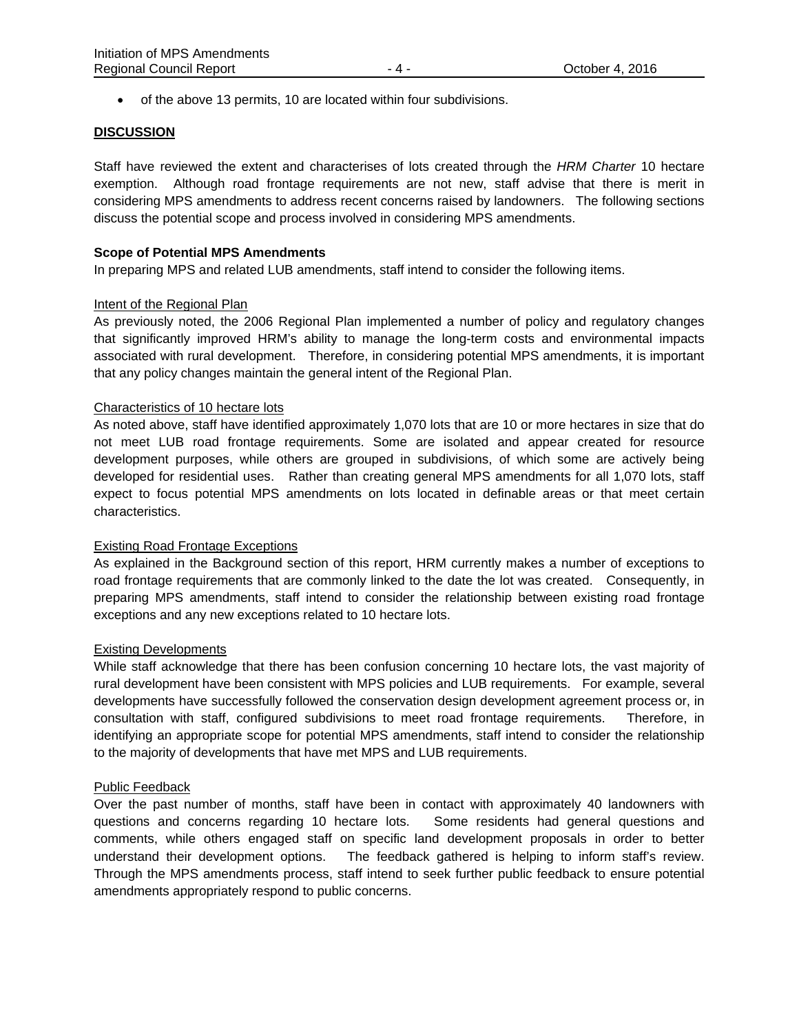- of the above 13 permits, 10 are located within four subdivisions.

## DISCUSSION

Staff have reviewed the extent and characterises of lots created through the *HRM Charter* 10 hectare exemption. Although road frontage requirements are not new, staff advise that there is merit in considering MPS amendments to address recent concerns raised by landowners. The following sections discuss the potential scope and process involved in considering MPS amendments.

### Scope of Potential MPS Amendments

In preparing MPS and related LUB amendments, staff intend to consider the following items.

Intent of the Regional Plan

As previously noted, the 2006 Regional Plan implemented a number of policy and regulatory changes that significantly improved HRM's ability to manage the long-term costs and environmental impacts associated with rural development. Therefore, in considering potential MPS amendments, it is important that any policy changes maintain the general intent of the Regional Plan.

Characteristics of 10 hectare lots

As noted above, staff have identified approximately 1,070 lots that are 10 or more hectares in size that do not meet LUB road frontage requirements. Some are isolated and appear created for resource development purposes, while others are grouped in subdivisions, of which some are actively being developed for residential uses. Rather than creating general MPS amendments for all 1,070 lots, staff expect to focus potential MPS amendments on lots located in definable areas or that meet certain characteristics.

Existing Road Frontage Exceptions

As explained in the Background section of this report, HRM currently makes a number of exceptions to road frontage requirements that are commonly linked to the date the lot was created. Consequently, in preparing MPS amendments, staff intend to consider the relationship between existing road frontage exceptions and any new exceptions related to 10 hectare lots.

Existing Developments

While staff acknowledge that there has been confusion concerning 10 hectare lots, the vast majority of rural development have been consistent with MPS policies and LUB requirements. For example, several developments have successfully followed the conservation design development agreement process or, in consultation with staff, configured subdivisions to meet road frontage requirements. Therefore, in identifying an appropriate scope for potential MPS amendments, staff intend to consider the relationship to the majority of developments that have met MPS and LUB requirements.

Public Feedback

Over the past number of months, staff have been in contact with approximately 40 landowners with questions and concerns regarding 10 hectare lots. Some residents had general questions and comments, while others engaged staff on specific land development proposals in order to better understand their development options. The feedback gathered is helping to inform staff's review. Through the MPS amendments process, staff intend to seek further public feedback to ensure potential amendments appropriately respond to public concerns.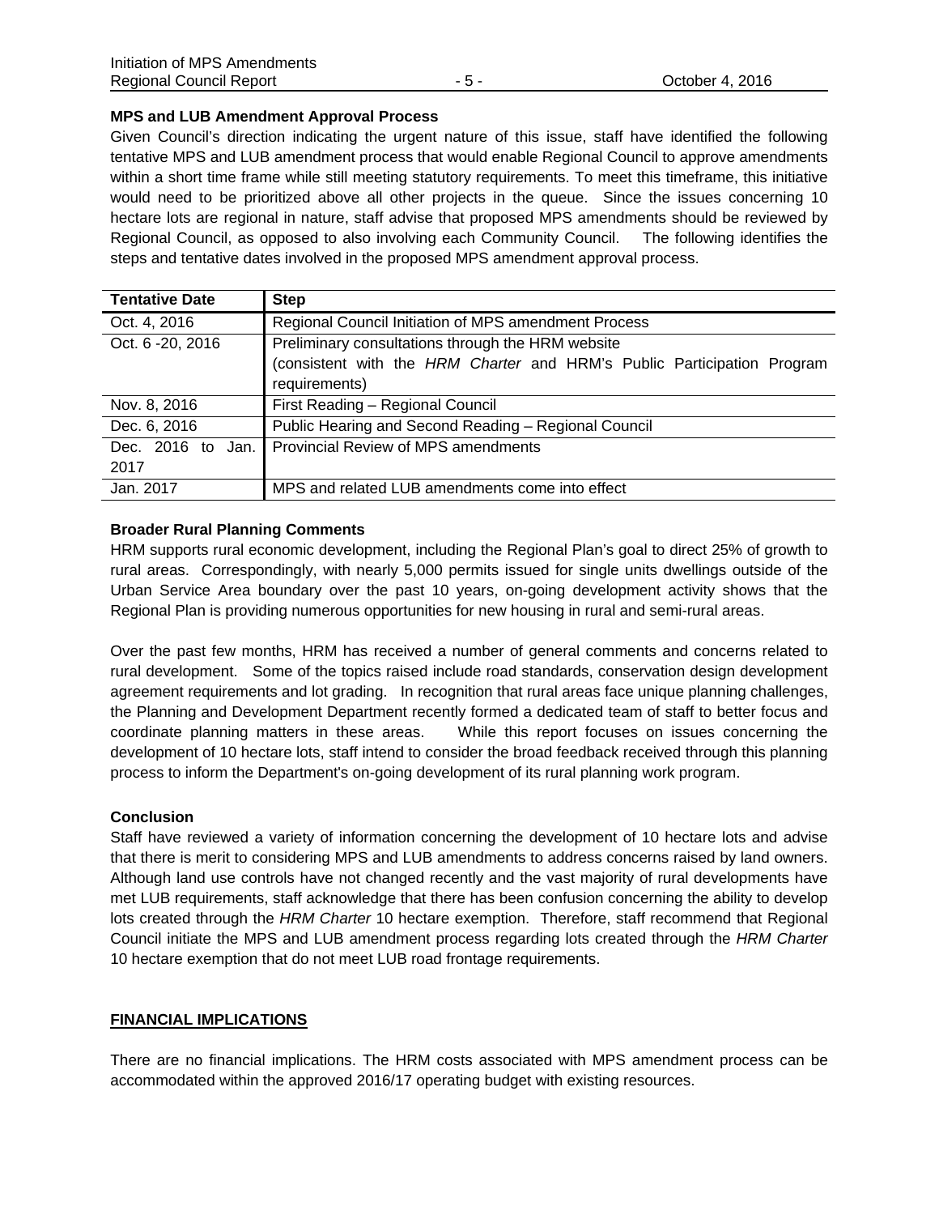**MPS and LUB Amendment Approval Process**

Given Council's direction indicating the urgent nature of this issue, staff have identified the following tentative MPS and LUB amendment process that would enable Regional Council to approve amendments within a short time frame while still meeting statutory requirements. To meet this timeframe, this initiative would need to be prioritized above all other projects in the queue. Since the issues concerning 10 hectare lots are regional in nature, staff advise that proposed MPS amendments should be reviewed by Regional Council, as opposed to also involving each Community Council. The following identifies the steps and tentative dates involved in the proposed MPS amendment approval process.

| Tentative Date | Step |
|---|---|
| Oct. 4, 2016 | Regional Council Initiation of MPS amendment Process |
| Oct. 6 -20, 2016 | Preliminary consultations through the HRM website (consistent with the *HRM Charter* and HRM's Public Participation Program requirements) |
| Nov. 8, 2016 | First Reading – Regional Council |
| Dec. 6, 2016 | Public Hearing and Second Reading – Regional Council |
| Dec. 2016 to Jan. 2017 | Provincial Review of MPS amendments |
| Jan. 2017 | MPS and related LUB amendments come into effect |

**Broader Rural Planning Comments**

HRM supports rural economic development, including the Regional Plan's goal to direct 25% of growth to rural areas. Correspondingly, with nearly 5,000 permits issued for single units dwellings outside of the Urban Service Area boundary over the past 10 years, on-going development activity shows that the Regional Plan is providing numerous opportunities for new housing in rural and semi-rural areas.

Over the past few months, HRM has received a number of general comments and concerns related to rural development. Some of the topics raised include road standards, conservation design development agreement requirements and lot grading. In recognition that rural areas face unique planning challenges, the Planning and Development Department recently formed a dedicated team of staff to better focus and coordinate planning matters in these areas. While this report focuses on issues concerning the development of 10 hectare lots, staff intend to consider the broad feedback received through this planning process to inform the Department's on-going development of its rural planning work program.

**Conclusion**

Staff have reviewed a variety of information concerning the development of 10 hectare lots and advise that there is merit to considering MPS and LUB amendments to address concerns raised by land owners. Although land use controls have not changed recently and the vast majority of rural developments have met LUB requirements, staff acknowledge that there has been confusion concerning the ability to develop lots created through the *HRM Charter* 10 hectare exemption. Therefore, staff recommend that Regional Council initiate the MPS and LUB amendment process regarding lots created through the *HRM Charter* 10 hectare exemption that do not meet LUB road frontage requirements.

## FINANCIAL IMPLICATIONS

There are no financial implications. The HRM costs associated with MPS amendment process can be accommodated within the approved 2016/17 operating budget with existing resources.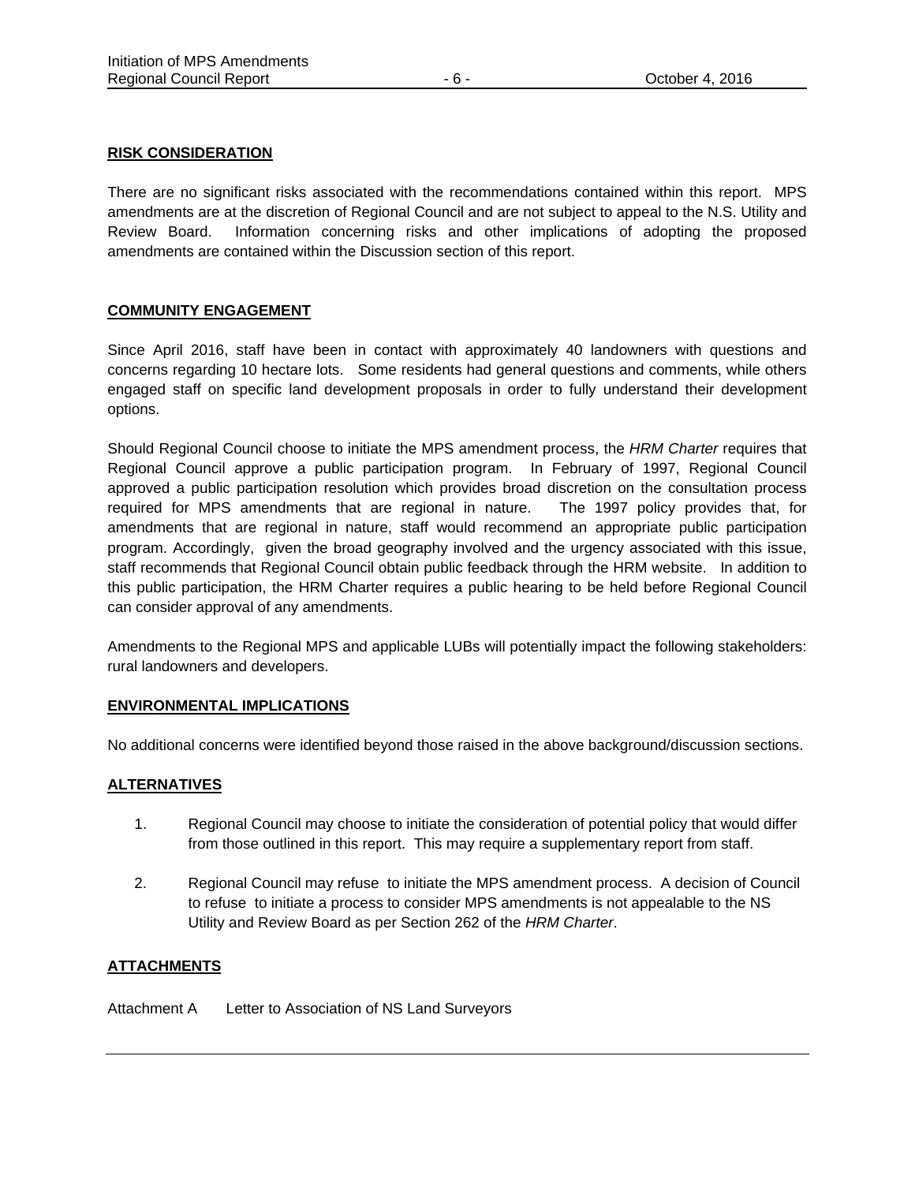## RISK CONSIDERATION

There are no significant risks associated with the recommendations contained within this report. MPS amendments are at the discretion of Regional Council and are not subject to appeal to the N.S. Utility and Review Board. Information concerning risks and other implications of adopting the proposed amendments are contained within the Discussion section of this report.

## COMMUNITY ENGAGEMENT

Since April 2016, staff have been in contact with approximately 40 landowners with questions and concerns regarding 10 hectare lots. Some residents had general questions and comments, while others engaged staff on specific land development proposals in order to fully understand their development options.

Should Regional Council choose to initiate the MPS amendment process, the *HRM Charter* requires that Regional Council approve a public participation program. In February of 1997, Regional Council approved a public participation resolution which provides broad discretion on the consultation process required for MPS amendments that are regional in nature. The 1997 policy provides that, for amendments that are regional in nature, staff would recommend an appropriate public participation program. Accordingly, given the broad geography involved and the urgency associated with this issue, staff recommends that Regional Council obtain public feedback through the HRM website. In addition to this public participation, the HRM Charter requires a public hearing to be held before Regional Council can consider approval of any amendments.

Amendments to the Regional MPS and applicable LUBs will potentially impact the following stakeholders: rural landowners and developers.

## ENVIRONMENTAL IMPLICATIONS

No additional concerns were identified beyond those raised in the above background/discussion sections.

## ALTERNATIVES

1. Regional Council may choose to initiate the consideration of potential policy that would differ from those outlined in this report. This may require a supplementary report from staff.

2. Regional Council may refuse to initiate the MPS amendment process. A decision of Council to refuse to initiate a process to consider MPS amendments is not appealable to the NS Utility and Review Board as per Section 262 of the *HRM Charter*.

## ATTACHMENTS

Attachment A Letter to Association of NS Land Surveyors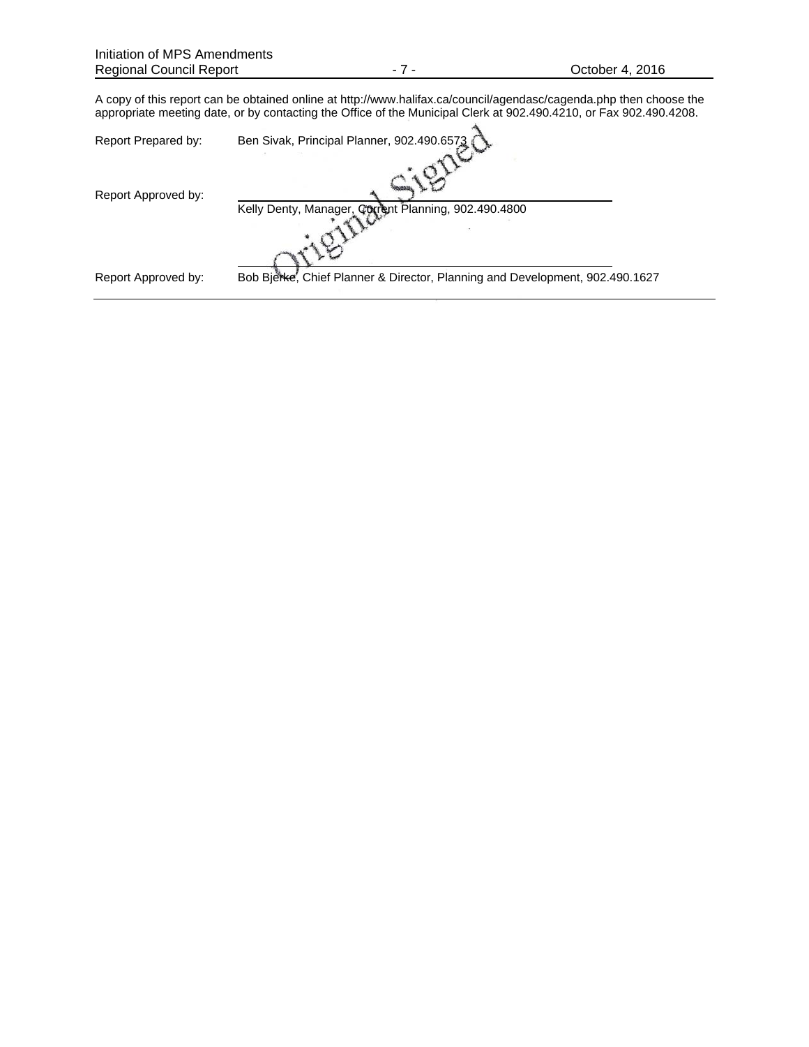A copy of this report can be obtained online at http://www.halifax.ca/council/agendasc/cagenda.php then choose the appropriate meeting date, or by contacting the Office of the Municipal Clerk at 902.490.4210, or Fax 902.490.4208.

Report Prepared by: Ben Sivak, Principal Planner, 902.490.6573

Original Signed

Report Approved by: Kelly Denty, Manager, Current Planning, 902.490.4800

Report Approved by: Bob Bjerke, Chief Planner & Director, Planning and Development, 902.490.1627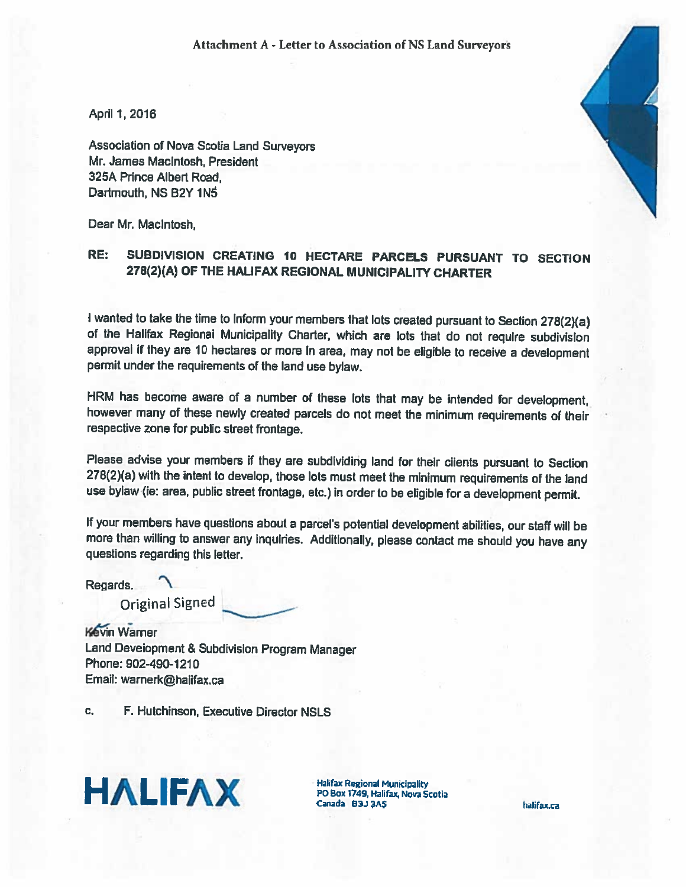Attachment A - Letter to Association of NS Land Surveyors

April 1, 2016

Association of Nova Scotia Land Surveyors
Mr. James MacIntosh, President
325A Prince Albert Road,
Dartmouth, NS B2Y 1N5

Dear Mr. MacIntosh,

**RE: SUBDIVISION CREATING 10 HECTARE PARCELS PURSUANT TO SECTION 278(2)(A) OF THE HALIFAX REGIONAL MUNICIPALITY CHARTER**

I wanted to take the time to inform your members that lots created pursuant to Section 278(2)(a) of the Halifax Regional Municipality Charter, which are lots that do not require subdivision approval if they are 10 hectares or more in area, may not be eligible to receive a development permit under the requirements of the land use bylaw.

HRM has become aware of a number of these lots that may be intended for development, however many of these newly created parcels do not meet the minimum requirements of their respective zone for public street frontage.

Please advise your members if they are subdividing land for their clients pursuant to Section 278(2)(a) with the intent to develop, those lots must meet the minimum requirements of the land use bylaw (ie: area, public street frontage, etc.) in order to be eligible for a development permit.

If your members have questions about a parcel's potential development abilities, our staff will be more than willing to answer any inquiries. Additionally, please contact me should you have any questions regarding this letter.

Regards,

Original Signed

Kevin Warner
Land Development & Subdivision Program Manager
Phone: 902-490-1210
Email: warnerk@halifax.ca

c. F. Hutchinson, Executive Director NSLS

HALIFAX

Halifax Regional Municipality
PO Box 1749, Halifax, Nova Scotia
Canada B3J 3A5

halifax.ca